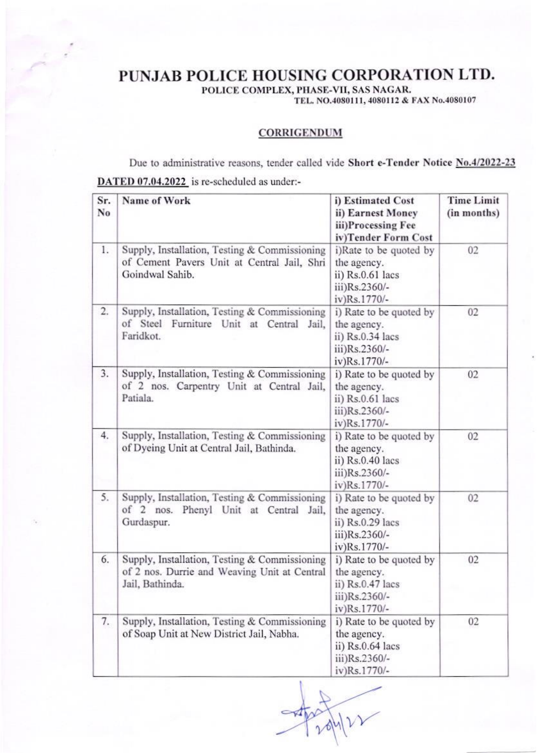# PUNJAB POLICE HOUSING CORPORATION LTD.

**POLICE COMPLEX, PHASE-VII, SAS NAGAR.**

**TEL. NO.4080111, 4080112 & FAX No.4080107**

## CORRIGENDUM

Due to administrative reasons, tender called vide **Short e-Tender Notice No.4/2022-23 DATED 07.04.2022** is re-scheduled as under:-

| Sr. No | Name of Work | i) Estimated Cost ii) Earnest Money iii)Processing Fee iv)Tender Form Cost | Time Limit (in months) |
|---|---|---|---|
| 1. | Supply, Installation, Testing & Commissioning of Cement Pavers Unit at Central Jail, Shri Goindwal Sahib. | i)Rate to be quoted by the agency. ii) Rs.0.61 lacs iii)Rs.2360/- iv)Rs.1770/- | 02 |
| 2. | Supply, Installation, Testing & Commissioning of Steel Furniture Unit at Central Jail, Faridkot. | i) Rate to be quoted by the agency. ii) Rs.0.34 lacs iii)Rs.2360/- iv)Rs.1770/- | 02 |
| 3. | Supply, Installation, Testing & Commissioning of 2 nos. Carpentry Unit at Central Jail, Patiala. | i) Rate to be quoted by the agency. ii) Rs.0.61 lacs iii)Rs.2360/- iv)Rs.1770/- | 02 |
| 4. | Supply, Installation, Testing & Commissioning of Dyeing Unit at Central Jail, Bathinda. | i) Rate to be quoted by the agency. ii) Rs.0.40 lacs iii)Rs.2360/- iv)Rs.1770/- | 02 |
| 5. | Supply, Installation, Testing & Commissioning of 2 nos. Phenyl Unit at Central Jail, Gurdaspur. | i) Rate to be quoted by the agency. ii) Rs.0.29 lacs iii)Rs.2360/- iv)Rs.1770/- | 02 |
| 6. | Supply, Installation, Testing & Commissioning of 2 nos. Durrie and Weaving Unit at Central Jail, Bathinda. | i) Rate to be quoted by the agency. ii) Rs.0.47 lacs iii)Rs.2360/- iv)Rs.1770/- | 02 |
| 7. | Supply, Installation, Testing & Commissioning of Soap Unit at New District Jail, Nabha. | i) Rate to be quoted by the agency. ii) Rs.0.64 lacs iii)Rs.2360/- iv)Rs.1770/- | 02 |

20/4/22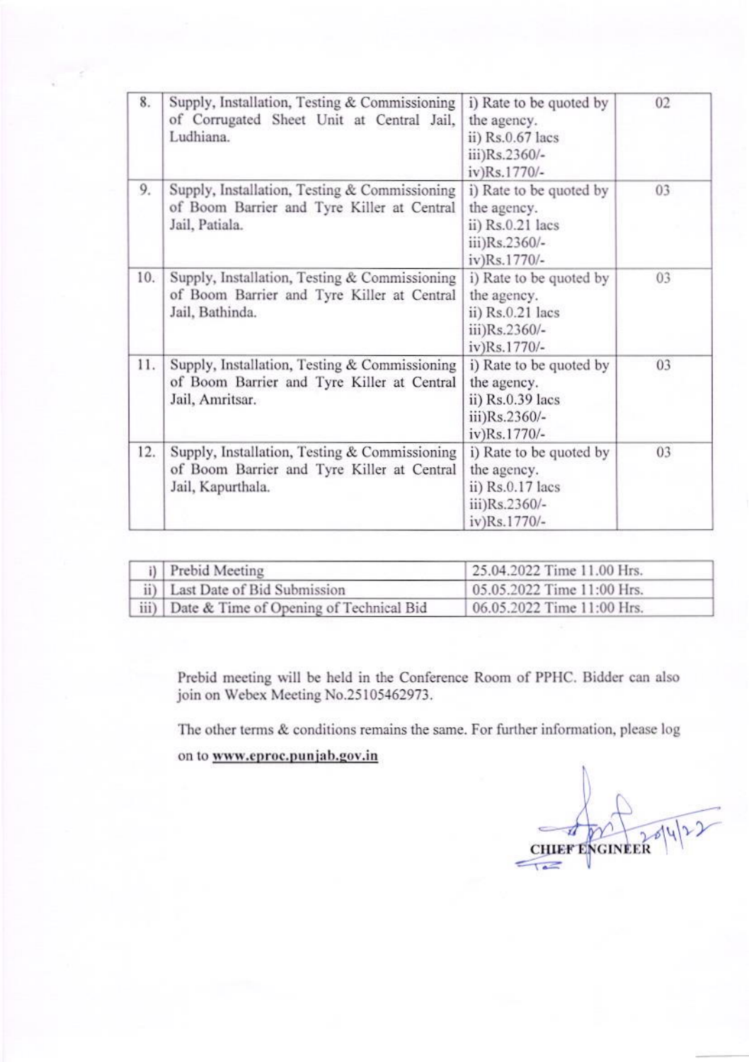| | | | |
|---|---|---|---|
| 8. | Supply, Installation, Testing & Commissioning of Corrugated Sheet Unit at Central Jail, Ludhiana. | i) Rate to be quoted by the agency.<br>ii) Rs.0.67 lacs<br>iii)Rs.2360/-<br>iv)Rs.1770/- | 02 |
| 9. | Supply, Installation, Testing & Commissioning of Boom Barrier and Tyre Killer at Central Jail, Patiala. | i) Rate to be quoted by the agency.<br>ii) Rs.0.21 lacs<br>iii)Rs.2360/-<br>iv)Rs.1770/- | 03 |
| 10. | Supply, Installation, Testing & Commissioning of Boom Barrier and Tyre Killer at Central Jail, Bathinda. | i) Rate to be quoted by the agency.<br>ii) Rs.0.21 lacs<br>iii)Rs.2360/-<br>iv)Rs.1770/- | 03 |
| 11. | Supply, Installation, Testing & Commissioning of Boom Barrier and Tyre Killer at Central Jail, Amritsar. | i) Rate to be quoted by the agency.<br>ii) Rs.0.39 lacs<br>iii)Rs.2360/-<br>iv)Rs.1770/- | 03 |
| 12. | Supply, Installation, Testing & Commissioning of Boom Barrier and Tyre Killer at Central Jail, Kapurthala. | i) Rate to be quoted by the agency.<br>ii) Rs.0.17 lacs<br>iii)Rs.2360/-<br>iv)Rs.1770/- | 03 |

| | | |
|---|---|---|
| i) | Prebid Meeting | 25.04.2022 Time 11.00 Hrs. |
| ii) | Last Date of Bid Submission | 05.05.2022 Time 11:00 Hrs. |
| iii) | Date & Time of Opening of Technical Bid | 06.05.2022 Time 11:00 Hrs. |

Prebid meeting will be held in the Conference Room of PPHC. Bidder can also join on Webex Meeting No.25105462973.

The other terms & conditions remains the same. For further information, please log on to **www.eproc.punjab.gov.in**

20/4/22

CHIEF ENGINEER